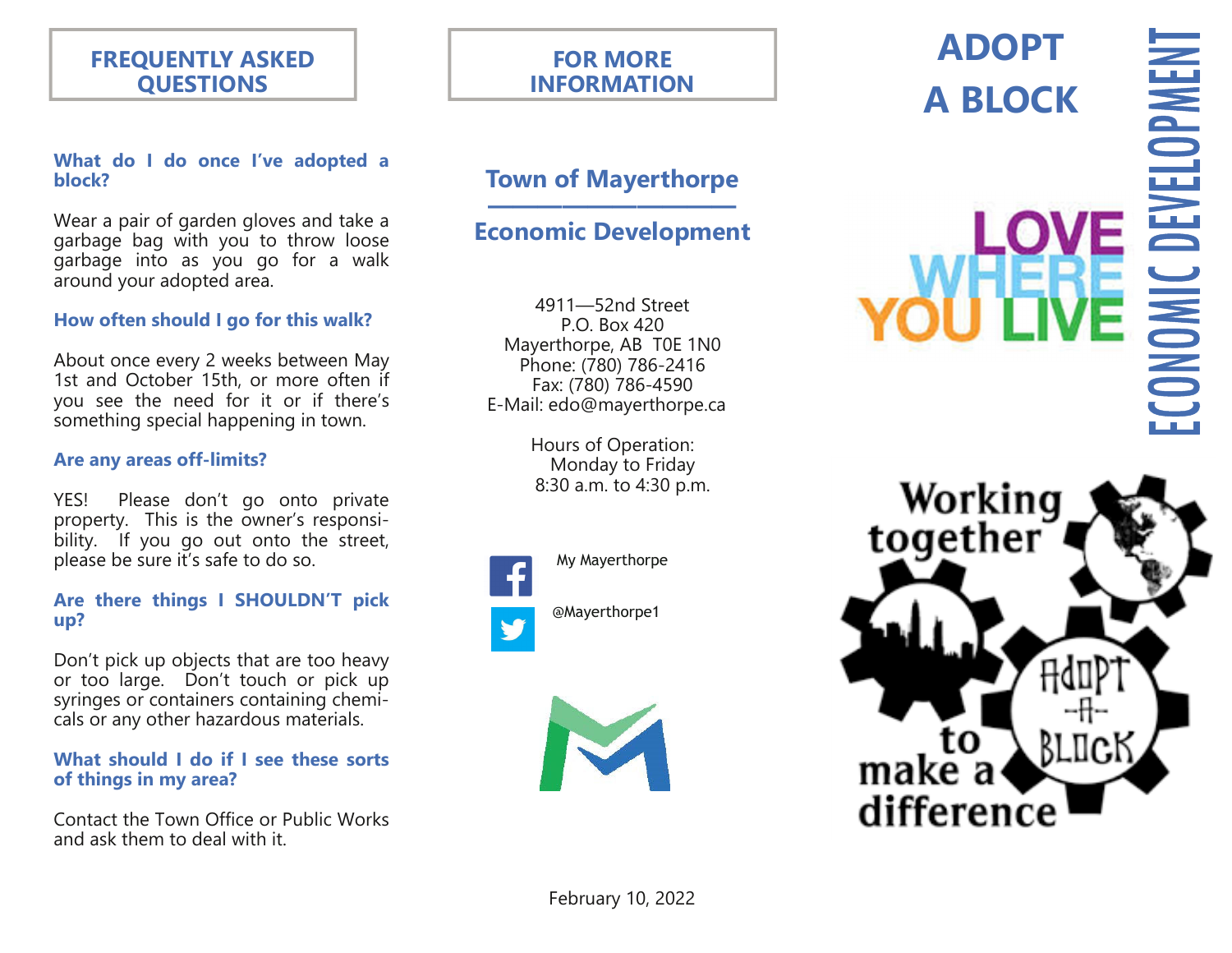## FREQUENTLY ASKED QUESTIONS

**What do I do once I've adopted a block?**

Wear a pair of garden gloves and take a garbage bag with you to throw loose garbage into as you go for a walk around your adopted area.

**How often should I go for this walk?**

About once every 2 weeks between May 1st and October 15th, or more often if you see the need for it or if there's something special happening in town.

**Are any areas off-limits?**

YES! Please don't go onto private property. This is the owner's responsibility. If you go out onto the street, please be sure it's safe to do so.

**Are there things I SHOULDN'T pick up?**

Don't pick up objects that are too heavy or too large. Don't touch or pick up syringes or containers containing chemicals or any other hazardous materials.

**What should I do if I see these sorts of things in my area?**

Contact the Town Office or Public Works and ask them to deal with it.

## FOR MORE INFORMATION

### Town of Mayerthorpe

### Economic Development

4911—52nd Street
P.O. Box 420
Mayerthorpe, AB T0E 1N0
Phone: (780) 786-2416
Fax: (780) 786-4590
E-Mail: edo@mayerthorpe.ca

Hours of Operation:
Monday to Friday
8:30 a.m. to 4:30 p.m.

My Mayerthorpe

@Mayerthorpe1

February 10, 2022

# ADOPT A BLOCK

ECONOMIC DEVELOPMENT

LOVE WHERE YOU LIVE

Working together to make a difference

Adopt-A-Block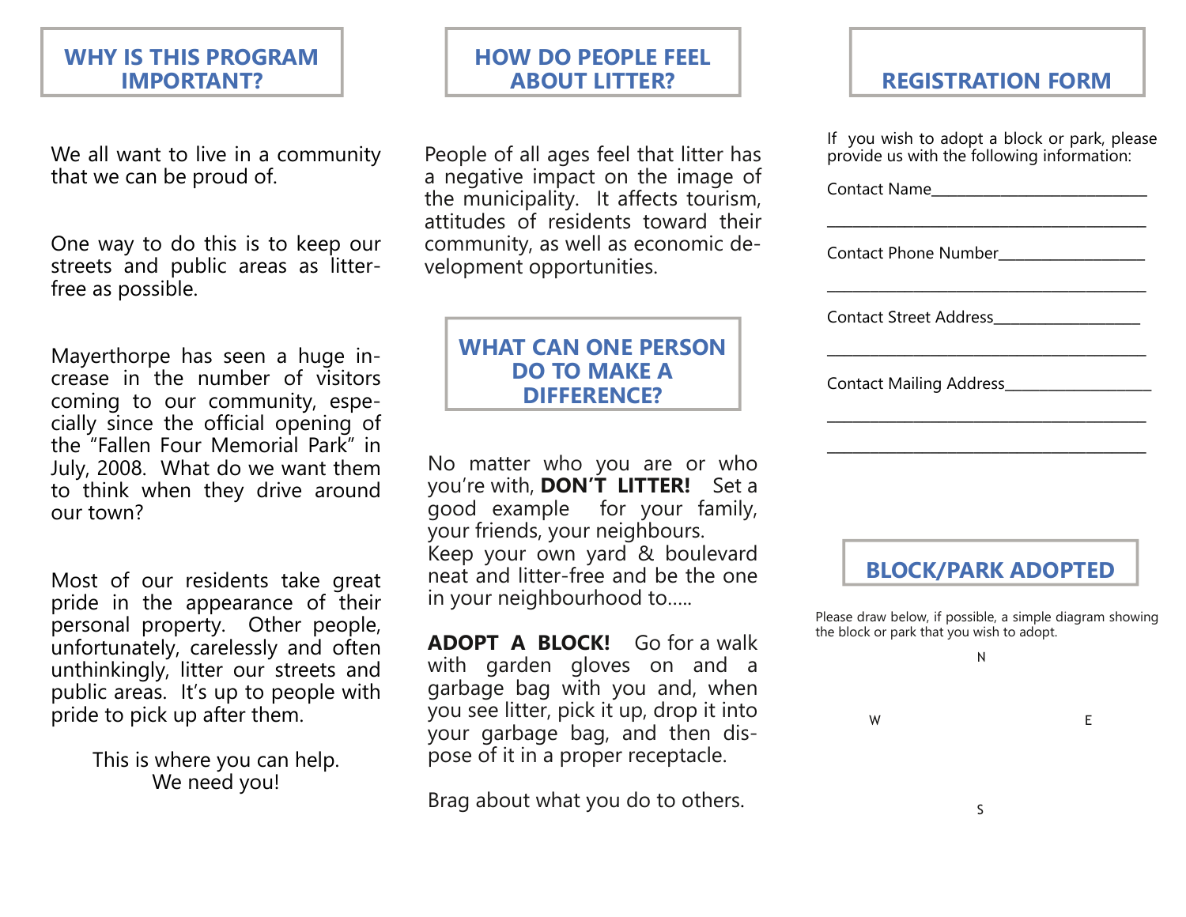## WHY IS THIS PROGRAM IMPORTANT?

We all want to live in a community that we can be proud of.

One way to do this is to keep our streets and public areas as litter-free as possible.

Mayerthorpe has seen a huge increase in the number of visitors coming to our community, especially since the official opening of the "Fallen Four Memorial Park" in July, 2008. What do we want them to think when they drive around our town?

Most of our residents take great pride in the appearance of their personal property. Other people, unfortunately, carelessly and often unthinkingly, litter our streets and public areas. It's up to people with pride to pick up after them.

This is where you can help.
We need you!

## HOW DO PEOPLE FEEL ABOUT LITTER?

People of all ages feel that litter has a negative impact on the image of the municipality. It affects tourism, attitudes of residents toward their community, as well as economic development opportunities.

## WHAT CAN ONE PERSON DO TO MAKE A DIFFERENCE?

No matter who you are or who you're with, **DON'T LITTER!** Set a good example for your family, your friends, your neighbours. Keep your own yard & boulevard neat and litter-free and be the one in your neighbourhood to.....

**ADOPT A BLOCK!** Go for a walk with garden gloves on and a garbage bag with you and, when you see litter, pick it up, drop it into your garbage bag, and then dispose of it in a proper receptacle.

Brag about what you do to others.

## REGISTRATION FORM

If you wish to adopt a block or park, please provide us with the following information:

Contact Name____________________________

________________________________________

Contact Phone Number__________________

________________________________________

Contact Street Address__________________

________________________________________

Contact Mailing Address__________________

________________________________________

________________________________________

## BLOCK/PARK ADOPTED

Please draw below, if possible, a simple diagram showing the block or park that you wish to adopt.

N

W E

S